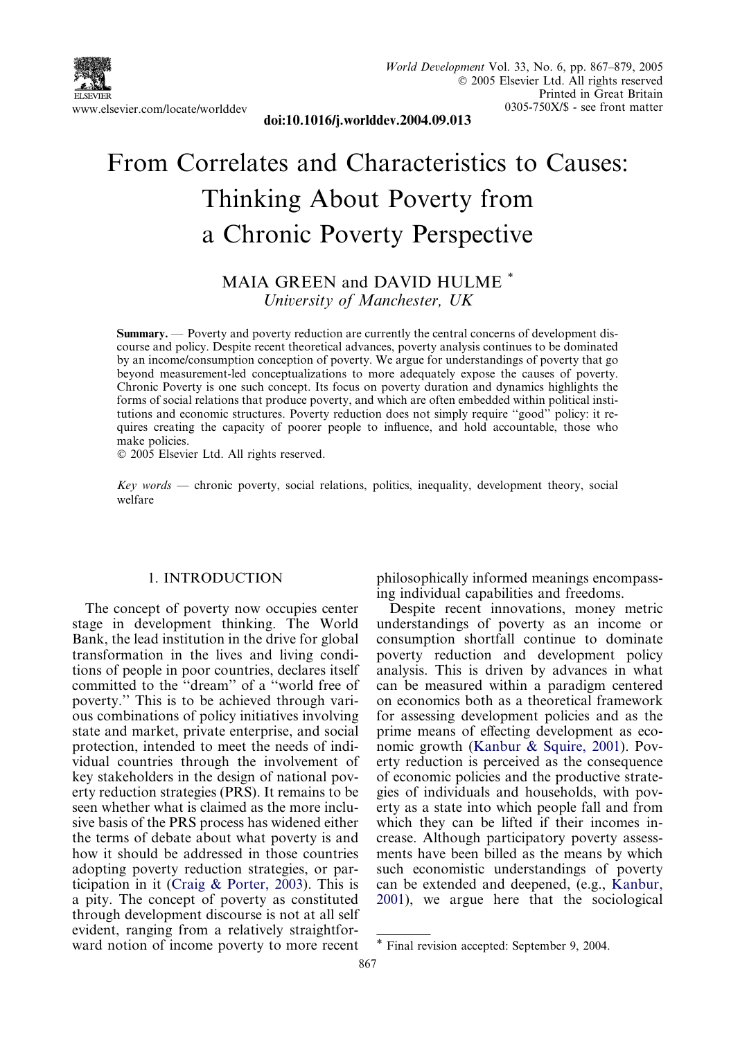# From Correlates and Characteristics to Causes: Thinking About Poverty from a Chronic Poverty Perspective

MAIA GREEN and DAVID HULME *

*University of Manchester, UK*

**Summary.** — Poverty and poverty reduction are currently the central concerns of development discourse and policy. Despite recent theoretical advances, poverty analysis continues to be dominated by an income/consumption conception of poverty. We argue for understandings of poverty that go beyond measurement-led conceptualizations to more adequately expose the causes of poverty. Chronic Poverty is one such concept. Its focus on poverty duration and dynamics highlights the forms of social relations that produce poverty, and which are often embedded within political institutions and economic structures. Poverty reduction does not simply require "good" policy: it requires creating the capacity of poorer people to influence, and hold accountable, those who make policies.

© 2005 Elsevier Ltd. All rights reserved.

*Key words* — chronic poverty, social relations, politics, inequality, development theory, social welfare

## 1. INTRODUCTION

The concept of poverty now occupies center stage in development thinking. The World Bank, the lead institution in the drive for global transformation in the lives and living conditions of people in poor countries, declares itself committed to the "dream" of a "world free of poverty." This is to be achieved through various combinations of policy initiatives involving state and market, private enterprise, and social protection, intended to meet the needs of individual countries through the involvement of key stakeholders in the design of national poverty reduction strategies (PRS). It remains to be seen whether what is claimed as the more inclusive basis of the PRS process has widened either the terms of debate about what poverty is and how it should be addressed in those countries adopting poverty reduction strategies, or participation in it (Craig & Porter, 2003). This is a pity. The concept of poverty as constituted through development discourse is not at all self evident, ranging from a relatively straightforward notion of income poverty to more recent philosophically informed meanings encompassing individual capabilities and freedoms.

Despite recent innovations, money metric understandings of poverty as an income or consumption shortfall continue to dominate poverty reduction and development policy analysis. This is driven by advances in what can be measured within a paradigm centered on economics both as a theoretical framework for assessing development policies and as the prime means of effecting development as economic growth (Kanbur & Squire, 2001). Poverty reduction is perceived as the consequence of economic policies and the productive strategies of individuals and households, with poverty as a state into which people fall and from which they can be lifted if their incomes increase. Although participatory poverty assessments have been billed as the means by which such economistic understandings of poverty can be extended and deepened, (e.g., Kanbur, 2001), we argue here that the sociological

* Final revision accepted: September 9, 2004.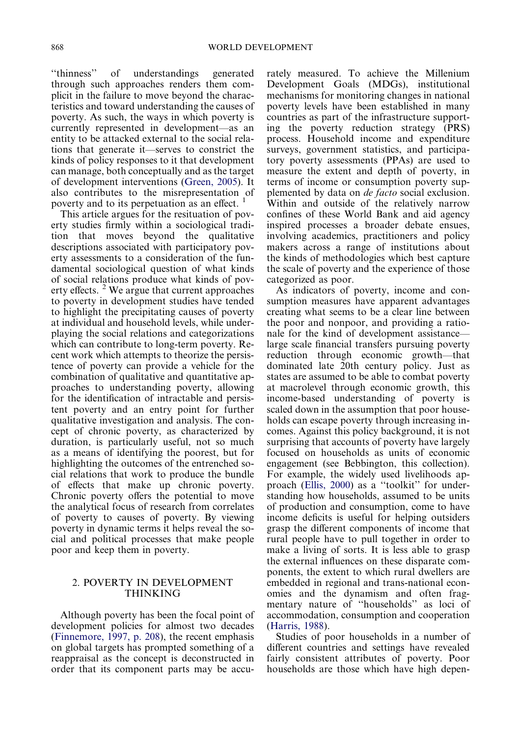"thinness" of understandings generated through such approaches renders them complicit in the failure to move beyond the characteristics and toward understanding the causes of poverty. As such, the ways in which poverty is currently represented in development—as an entity to be attacked external to the social relations that generate it—serves to constrict the kinds of policy responses to it that development can manage, both conceptually and as the target of development interventions (Green, 2005). It also contributes to the misrepresentation of poverty and to its perpetuation as an effect. [1]

This article argues for the resituation of poverty studies firmly within a sociological tradition that moves beyond the qualitative descriptions associated with participatory poverty assessments to a consideration of the fundamental sociological question of what kinds of social relations produce what kinds of poverty effects. [2] We argue that current approaches to poverty in development studies have tended to highlight the precipitating causes of poverty at individual and household levels, while underplaying the social relations and categorizations which can contribute to long-term poverty. Recent work which attempts to theorize the persistence of poverty can provide a vehicle for the combination of qualitative and quantitative approaches to understanding poverty, allowing for the identification of intractable and persistent poverty and an entry point for further qualitative investigation and analysis. The concept of chronic poverty, as characterized by duration, is particularly useful, not so much as a means of identifying the poorest, but for highlighting the outcomes of the entrenched social relations that work to produce the bundle of effects that make up chronic poverty. Chronic poverty offers the potential to move the analytical focus of research from correlates of poverty to causes of poverty. By viewing poverty in dynamic terms it helps reveal the social and political processes that make people poor and keep them in poverty.

## 2. POVERTY IN DEVELOPMENT THINKING

Although poverty has been the focal point of development policies for almost two decades (Finnemore, 1997, p. 208), the recent emphasis on global targets has prompted something of a reappraisal as the concept is deconstructed in order that its component parts may be accurately measured. To achieve the Millenium Development Goals (MDGs), institutional mechanisms for monitoring changes in national poverty levels have been established in many countries as part of the infrastructure supporting the poverty reduction strategy (PRS) process. Household income and expenditure surveys, government statistics, and participatory poverty assessments (PPAs) are used to measure the extent and depth of poverty, in terms of income or consumption poverty supplemented by data on *de facto* social exclusion. Within and outside of the relatively narrow confines of these World Bank and aid agency inspired processes a broader debate ensues, involving academics, practitioners and policy makers across a range of institutions about the kinds of methodologies which best capture the scale of poverty and the experience of those categorized as poor.

As indicators of poverty, income and consumption measures have apparent advantages creating what seems to be a clear line between the poor and nonpoor, and providing a rationale for the kind of development assistance—large scale financial transfers pursuing poverty reduction through economic growth—that dominated late 20th century policy. Just as states are assumed to be able to combat poverty at macrolevel through economic growth, this income-based understanding of poverty is scaled down in the assumption that poor households can escape poverty through increasing incomes. Against this policy background, it is not surprising that accounts of poverty have largely focused on households as units of economic engagement (see Bebbington, this collection). For example, the widely used livelihoods approach (Ellis, 2000) as a "toolkit" for understanding how households, assumed to be units of production and consumption, come to have income deficits is useful for helping outsiders grasp the different components of income that rural people have to pull together in order to make a living of sorts. It is less able to grasp the external influences on these disparate components, the extent to which rural dwellers are embedded in regional and trans-national economies and the dynamism and often fragmentary nature of "households" as loci of accommodation, consumption and cooperation (Harris, 1988).

Studies of poor households in a number of different countries and settings have revealed fairly consistent attributes of poverty. Poor households are those which have high depen-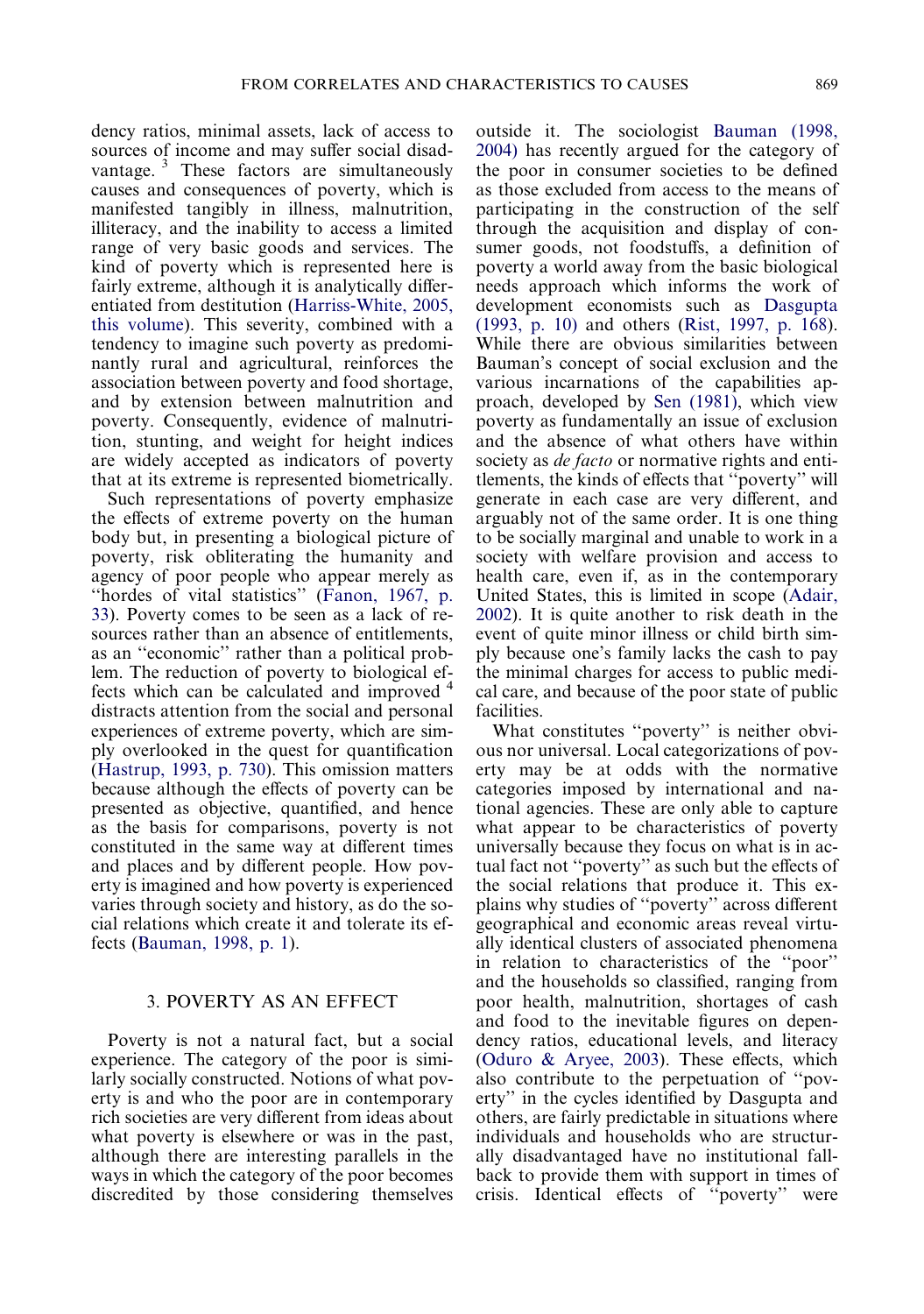dency ratios, minimal assets, lack of access to sources of income and may suffer social disadvantage. [3] These factors are simultaneously causes and consequences of poverty, which is manifested tangibly in illness, malnutrition, illiteracy, and the inability to access a limited range of very basic goods and services. The kind of poverty which is represented here is fairly extreme, although it is analytically differentiated from destitution (Harriss-White, 2005, this volume). This severity, combined with a tendency to imagine such poverty as predominantly rural and agricultural, reinforces the association between poverty and food shortage, and by extension between malnutrition and poverty. Consequently, evidence of malnutrition, stunting, and weight for height indices are widely accepted as indicators of poverty that at its extreme is represented biometrically.

Such representations of poverty emphasize the effects of extreme poverty on the human body but, in presenting a biological picture of poverty, risk obliterating the humanity and agency of poor people who appear merely as ''hordes of vital statistics'' (Fanon, 1967, p. 33). Poverty comes to be seen as a lack of resources rather than an absence of entitlements, as an ''economic'' rather than a political problem. The reduction of poverty to biological effects which can be calculated and improved [4] distracts attention from the social and personal experiences of extreme poverty, which are simply overlooked in the quest for quantification (Hastrup, 1993, p. 730). This omission matters because although the effects of poverty can be presented as objective, quantified, and hence as the basis for comparisons, poverty is not constituted in the same way at different times and places and by different people. How poverty is imagined and how poverty is experienced varies through society and history, as do the social relations which create it and tolerate its effects (Bauman, 1998, p. 1).

## 3. POVERTY AS AN EFFECT

Poverty is not a natural fact, but a social experience. The category of the poor is similarly socially constructed. Notions of what poverty is and who the poor are in contemporary rich societies are very different from ideas about what poverty is elsewhere or was in the past, although there are interesting parallels in the ways in which the category of the poor becomes discredited by those considering themselves outside it. The sociologist Bauman (1998, 2004) has recently argued for the category of the poor in consumer societies to be defined as those excluded from access to the means of participating in the construction of the self through the acquisition and display of consumer goods, not foodstuffs, a definition of poverty a world away from the basic biological needs approach which informs the work of development economists such as Dasgupta (1993, p. 10) and others (Rist, 1997, p. 168). While there are obvious similarities between Bauman's concept of social exclusion and the various incarnations of the capabilities approach, developed by Sen (1981), which view poverty as fundamentally an issue of exclusion and the absence of what others have within society as *de facto* or normative rights and entitlements, the kinds of effects that ''poverty'' will generate in each case are very different, and arguably not of the same order. It is one thing to be socially marginal and unable to work in a society with welfare provision and access to health care, even if, as in the contemporary United States, this is limited in scope (Adair, 2002). It is quite another to risk death in the event of quite minor illness or child birth simply because one's family lacks the cash to pay the minimal charges for access to public medical care, and because of the poor state of public facilities.

What constitutes ''poverty'' is neither obvious nor universal. Local categorizations of poverty may be at odds with the normative categories imposed by international and national agencies. These are only able to capture what appear to be characteristics of poverty universally because they focus on what is in actual fact not ''poverty'' as such but the effects of the social relations that produce it. This explains why studies of ''poverty'' across different geographical and economic areas reveal virtually identical clusters of associated phenomena in relation to characteristics of the ''poor'' and the households so classified, ranging from poor health, malnutrition, shortages of cash and food to the inevitable figures on dependency ratios, educational levels, and literacy (Oduro & Aryee, 2003). These effects, which also contribute to the perpetuation of ''poverty'' in the cycles identified by Dasgupta and others, are fairly predictable in situations where individuals and households who are structurally disadvantaged have no institutional fallback to provide them with support in times of crisis. Identical effects of ''poverty'' were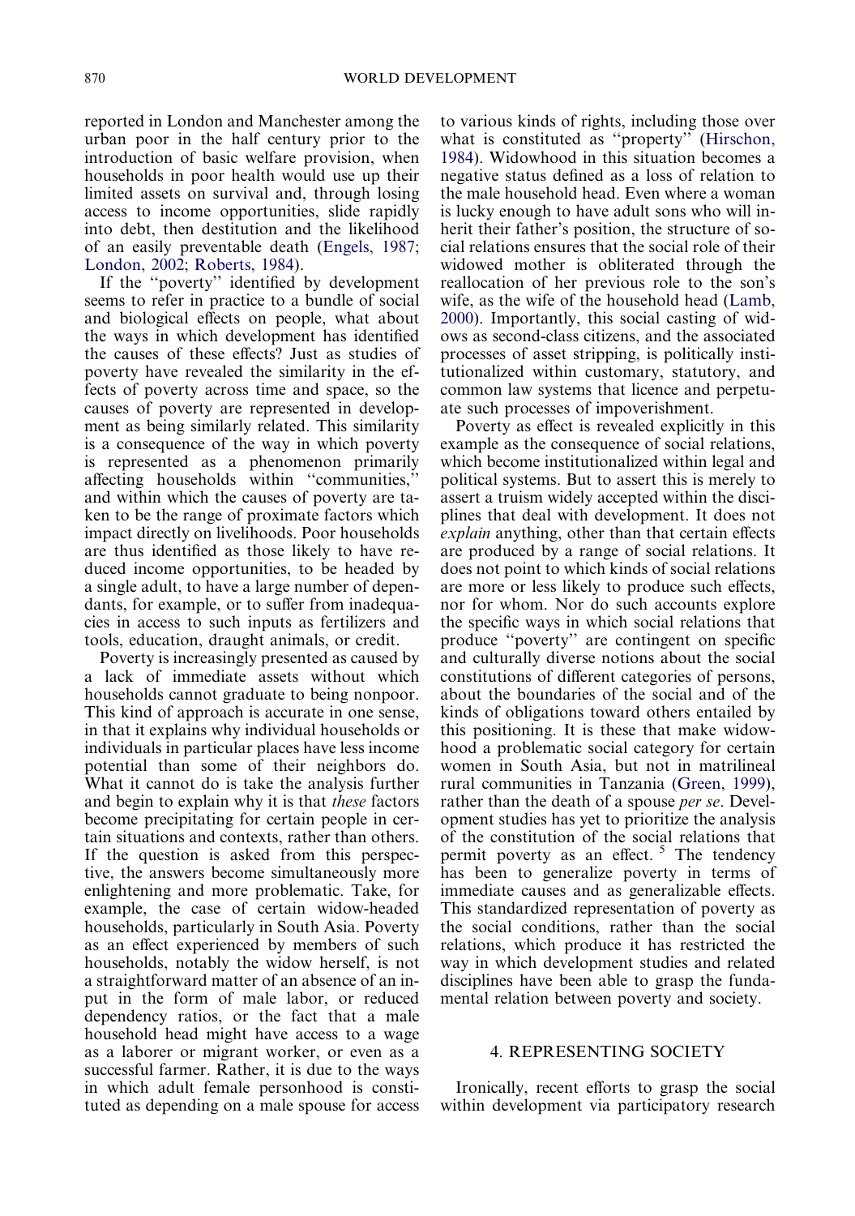reported in London and Manchester among the urban poor in the half century prior to the introduction of basic welfare provision, when households in poor health would use up their limited assets on survival and, through losing access to income opportunities, slide rapidly into debt, then destitution and the likelihood of an easily preventable death (Engels, 1987; London, 2002; Roberts, 1984).

If the ''poverty'' identified by development seems to refer in practice to a bundle of social and biological effects on people, what about the ways in which development has identified the causes of these effects? Just as studies of poverty have revealed the similarity in the effects of poverty across time and space, so the causes of poverty are represented in development as being similarly related. This similarity is a consequence of the way in which poverty is represented as a phenomenon primarily affecting households within ''communities,'' and within which the causes of poverty are taken to be the range of proximate factors which impact directly on livelihoods. Poor households are thus identified as those likely to have reduced income opportunities, to be headed by a single adult, to have a large number of dependants, for example, or to suffer from inadequacies in access to such inputs as fertilizers and tools, education, draught animals, or credit.

Poverty is increasingly presented as caused by a lack of immediate assets without which households cannot graduate to being nonpoor. This kind of approach is accurate in one sense, in that it explains why individual households or individuals in particular places have less income potential than some of their neighbors do. What it cannot do is take the analysis further and begin to explain why it is that *these* factors become precipitating for certain people in certain situations and contexts, rather than others. If the question is asked from this perspective, the answers become simultaneously more enlightening and more problematic. Take, for example, the case of certain widow-headed households, particularly in South Asia. Poverty as an effect experienced by members of such households, notably the widow herself, is not a straightforward matter of an absence of an input in the form of male labor, or reduced dependency ratios, or the fact that a male household head might have access to a wage as a laborer or migrant worker, or even as a successful farmer. Rather, it is due to the ways in which adult female personhood is constituted as depending on a male spouse for access to various kinds of rights, including those over what is constituted as ''property'' (Hirschon, 1984). Widowhood in this situation becomes a negative status defined as a loss of relation to the male household head. Even where a woman is lucky enough to have adult sons who will inherit their father's position, the structure of social relations ensures that the social role of their widowed mother is obliterated through the reallocation of her previous role to the son's wife, as the wife of the household head (Lamb, 2000). Importantly, this social casting of widows as second-class citizens, and the associated processes of asset stripping, is politically institutionalized within customary, statutory, and common law systems that licence and perpetuate such processes of impoverishment.

Poverty as effect is revealed explicitly in this example as the consequence of social relations, which become institutionalized within legal and political systems. But to assert this is merely to assert a truism widely accepted within the disciplines that deal with development. It does not *explain* anything, other than that certain effects are produced by a range of social relations. It does not point to which kinds of social relations are more or less likely to produce such effects, nor for whom. Nor do such accounts explore the specific ways in which social relations that produce ''poverty'' are contingent on specific and culturally diverse notions about the social constitutions of different categories of persons, about the boundaries of the social and of the kinds of obligations toward others entailed by this positioning. It is these that make widowhood a problematic social category for certain women in South Asia, but not in matrilineal rural communities in Tanzania (Green, 1999), rather than the death of a spouse *per se*. Development studies has yet to prioritize the analysis of the constitution of the social relations that permit poverty as an effect. [5] The tendency has been to generalize poverty in terms of immediate causes and as generalizable effects. This standardized representation of poverty as the social conditions, rather than the social relations, which produce it has restricted the way in which development studies and related disciplines have been able to grasp the fundamental relation between poverty and society.

## 4. REPRESENTING SOCIETY

Ironically, recent efforts to grasp the social within development via participatory research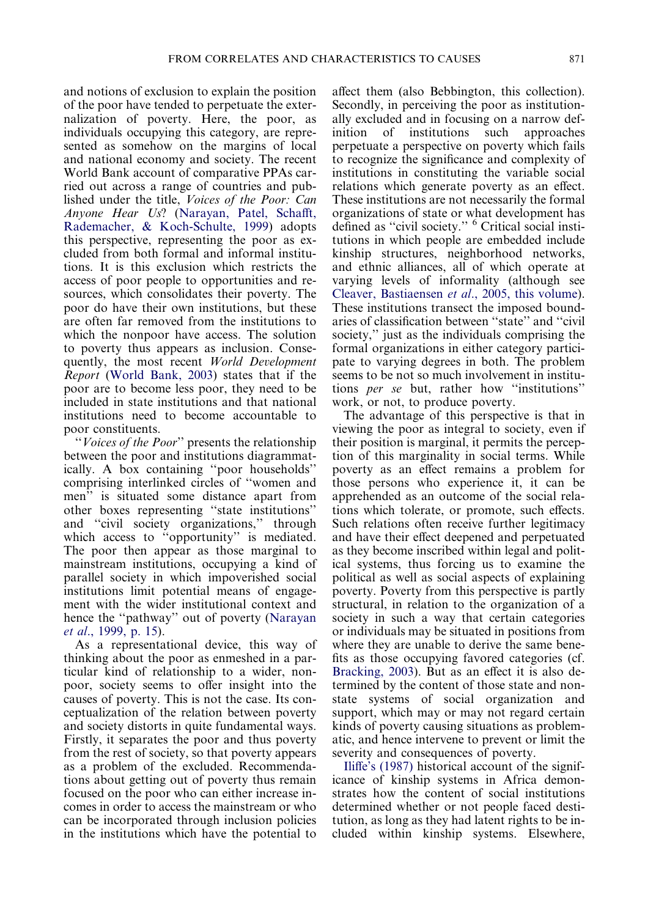and notions of exclusion to explain the position of the poor have tended to perpetuate the externalization of poverty. Here, the poor, as individuals occupying this category, are represented as somehow on the margins of local and national economy and society. The recent World Bank account of comparative PPAs carried out across a range of countries and published under the title, *Voices of the Poor: Can Anyone Hear Us*? (Narayan, Patel, Schafft, Rademacher, & Koch-Schulte, 1999) adopts this perspective, representing the poor as excluded from both formal and informal institutions. It is this exclusion which restricts the access of poor people to opportunities and resources, which consolidates their poverty. The poor do have their own institutions, but these are often far removed from the institutions to which the nonpoor have access. The solution to poverty thus appears as inclusion. Consequently, the most recent *World Development Report* (World Bank, 2003) states that if the poor are to become less poor, they need to be included in state institutions and that national institutions need to become accountable to poor constituents.

"*Voices of the Poor*" presents the relationship between the poor and institutions diagrammatically. A box containing "poor households" comprising interlinked circles of "women and men" is situated some distance apart from other boxes representing "state institutions" and "civil society organizations," through which access to "opportunity" is mediated. The poor then appear as those marginal to mainstream institutions, occupying a kind of parallel society in which impoverished social institutions limit potential means of engagement with the wider institutional context and hence the "pathway" out of poverty (Narayan *et al*., 1999, p. 15).

As a representational device, this way of thinking about the poor as enmeshed in a particular kind of relationship to a wider, nonpoor, society seems to offer insight into the causes of poverty. This is not the case. Its conceptualization of the relation between poverty and society distorts in quite fundamental ways. Firstly, it separates the poor and thus poverty from the rest of society, so that poverty appears as a problem of the excluded. Recommendations about getting out of poverty thus remain focused on the poor who can either increase incomes in order to access the mainstream or who can be incorporated through inclusion policies in the institutions which have the potential to affect them (also Bebbington, this collection). Secondly, in perceiving the poor as institutionally excluded and in focusing on a narrow definition of institutions such approaches perpetuate a perspective on poverty which fails to recognize the significance and complexity of institutions in constituting the variable social relations which generate poverty as an effect. These institutions are not necessarily the formal organizations of state or what development has defined as "civil society." [6] Critical social institutions in which people are embedded include kinship structures, neighborhood networks, and ethnic alliances, all of which operate at varying levels of informality (although see Cleaver, Bastiaensen *et al*., 2005, this volume). These institutions transect the imposed boundaries of classification between "state" and "civil society," just as the individuals comprising the formal organizations in either category participate to varying degrees in both. The problem seems to be not so much involvement in institutions *per se* but, rather how "institutions" work, or not, to produce poverty.

The advantage of this perspective is that in viewing the poor as integral to society, even if their position is marginal, it permits the perception of this marginality in social terms. While poverty as an effect remains a problem for those persons who experience it, it can be apprehended as an outcome of the social relations which tolerate, or promote, such effects. Such relations often receive further legitimacy and have their effect deepened and perpetuated as they become inscribed within legal and political systems, thus forcing us to examine the political as well as social aspects of explaining poverty. Poverty from this perspective is partly structural, in relation to the organization of a society in such a way that certain categories or individuals may be situated in positions from where they are unable to derive the same benefits as those occupying favored categories (cf. Bracking, 2003). But as an effect it is also determined by the content of those state and nonstate systems of social organization and support, which may or may not regard certain kinds of poverty causing situations as problematic, and hence intervene to prevent or limit the severity and consequences of poverty.

Iliffe's (1987) historical account of the significance of kinship systems in Africa demonstrates how the content of social institutions determined whether or not people faced destitution, as long as they had latent rights to be included within kinship systems. Elsewhere,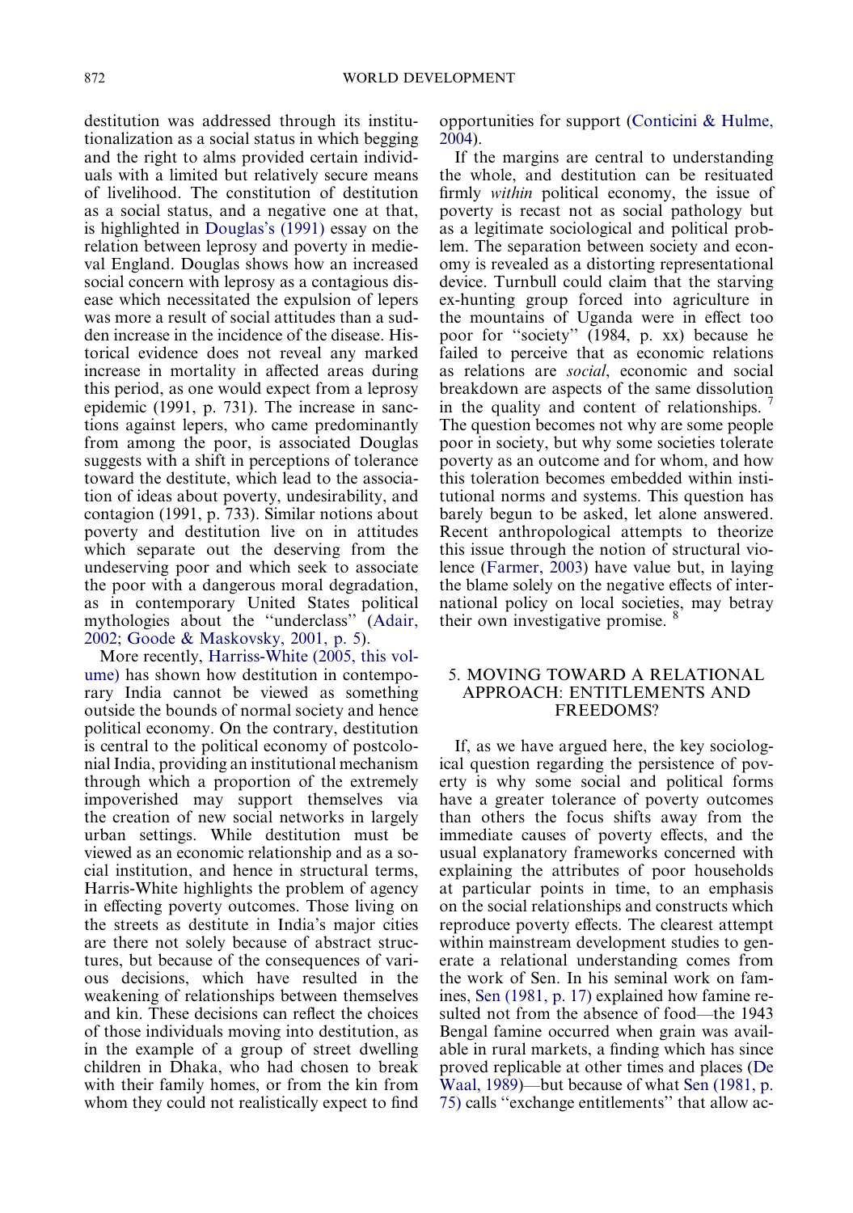destitution was addressed through its institutionalization as a social status in which begging and the right to alms provided certain individuals with a limited but relatively secure means of livelihood. The constitution of destitution as a social status, and a negative one at that, is highlighted in Douglas's (1991) essay on the relation between leprosy and poverty in medieval England. Douglas shows how an increased social concern with leprosy as a contagious disease which necessitated the expulsion of lepers was more a result of social attitudes than a sudden increase in the incidence of the disease. Historical evidence does not reveal any marked increase in mortality in affected areas during this period, as one would expect from a leprosy epidemic (1991, p. 731). The increase in sanctions against lepers, who came predominantly from among the poor, is associated Douglas suggests with a shift in perceptions of tolerance toward the destitute, which lead to the association of ideas about poverty, undesirability, and contagion (1991, p. 733). Similar notions about poverty and destitution live on in attitudes which separate out the deserving from the undeserving poor and which seek to associate the poor with a dangerous moral degradation, as in contemporary United States political mythologies about the "underclass" (Adair, 2002; Goode & Maskovsky, 2001, p. 5).

More recently, Harriss-White (2005, this volume) has shown how destitution in contemporary India cannot be viewed as something outside the bounds of normal society and hence political economy. On the contrary, destitution is central to the political economy of postcolonial India, providing an institutional mechanism through which a proportion of the extremely impoverished may support themselves via the creation of new social networks in largely urban settings. While destitution must be viewed as an economic relationship and as a social institution, and hence in structural terms, Harris-White highlights the problem of agency in effecting poverty outcomes. Those living on the streets as destitute in India's major cities are there not solely because of abstract structures, but because of the consequences of various decisions, which have resulted in the weakening of relationships between themselves and kin. These decisions can reflect the choices of those individuals moving into destitution, as in the example of a group of street dwelling children in Dhaka, who had chosen to break with their family homes, or from the kin from whom they could not realistically expect to find opportunities for support (Conticini & Hulme, 2004).

If the margins are central to understanding the whole, and destitution can be resituated firmly *within* political economy, the issue of poverty is recast not as social pathology but as a legitimate sociological and political problem. The separation between society and economy is revealed as a distorting representational device. Turnbull could claim that the starving ex-hunting group forced into agriculture in the mountains of Uganda were in effect too poor for "society" (1984, p. xx) because he failed to perceive that as economic relations as relations are *social*, economic and social breakdown are aspects of the same dissolution in the quality and content of relationships. [7] The question becomes not why are some people poor in society, but why some societies tolerate poverty as an outcome and for whom, and how this toleration becomes embedded within institutional norms and systems. This question has barely begun to be asked, let alone answered. Recent anthropological attempts to theorize this issue through the notion of structural violence (Farmer, 2003) have value but, in laying the blame solely on the negative effects of international policy on local societies, may betray their own investigative promise. [8]

## 5. MOVING TOWARD A RELATIONAL APPROACH: ENTITLEMENTS AND FREEDOMS?

If, as we have argued here, the key sociological question regarding the persistence of poverty is why some social and political forms have a greater tolerance of poverty outcomes than others the focus shifts away from the immediate causes of poverty effects, and the usual explanatory frameworks concerned with explaining the attributes of poor households at particular points in time, to an emphasis on the social relationships and constructs which reproduce poverty effects. The clearest attempt within mainstream development studies to generate a relational understanding comes from the work of Sen. In his seminal work on famines, Sen (1981, p. 17) explained how famine resulted not from the absence of food—the 1943 Bengal famine occurred when grain was available in rural markets, a finding which has since proved replicable at other times and places (De Waal, 1989)—but because of what Sen (1981, p. 75) calls "exchange entitlements" that allow ac-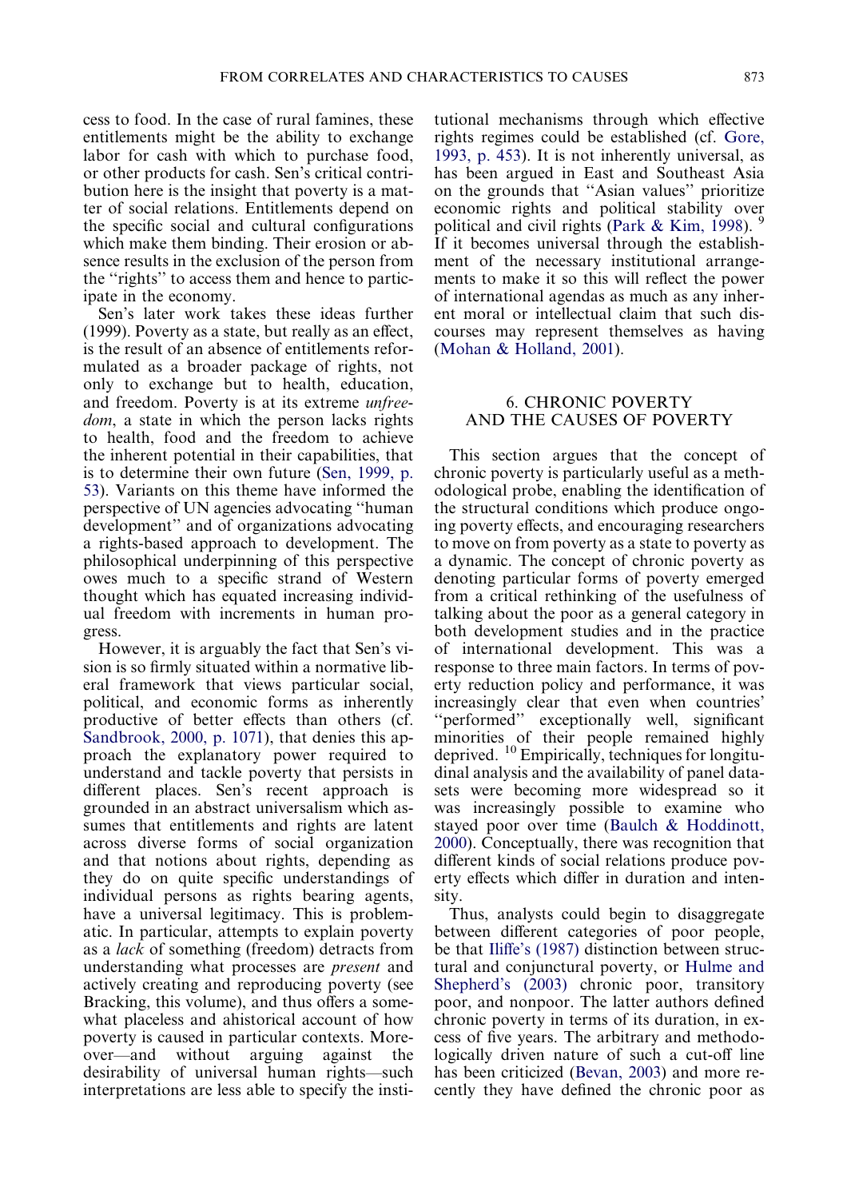cess to food. In the case of rural famines, these entitlements might be the ability to exchange labor for cash with which to purchase food, or other products for cash. Sen's critical contribution here is the insight that poverty is a matter of social relations. Entitlements depend on the specific social and cultural configurations which make them binding. Their erosion or absence results in the exclusion of the person from the "rights" to access them and hence to participate in the economy.

Sen's later work takes these ideas further (1999). Poverty as a state, but really as an effect, is the result of an absence of entitlements reformulated as a broader package of rights, not only to exchange but to health, education, and freedom. Poverty is at its extreme *unfreedom*, a state in which the person lacks rights to health, food and the freedom to achieve the inherent potential in their capabilities, that is to determine their own future (Sen, 1999, p. 53). Variants on this theme have informed the perspective of UN agencies advocating "human development" and of organizations advocating a rights-based approach to development. The philosophical underpinning of this perspective owes much to a specific strand of Western thought which has equated increasing individual freedom with increments in human progress.

However, it is arguably the fact that Sen's vision is so firmly situated within a normative liberal framework that views particular social, political, and economic forms as inherently productive of better effects than others (cf. Sandbrook, 2000, p. 1071), that denies this approach the explanatory power required to understand and tackle poverty that persists in different places. Sen's approach is grounded in an abstract universalism which assumes that entitlements and rights are latent across diverse forms of social organization and that notions about rights, depending as they do on quite specific understandings of individual persons as rights bearing agents, have a universal legitimacy. This is problematic. In particular, attempts to explain poverty as a *lack* of something (freedom) detracts from understanding what processes are *present* and actively creating and reproducing poverty (see Bracking, this volume), and thus offers a somewhat placeless and ahistorical account of how poverty is caused in particular contexts. Moreover—and without arguing against the desirability of universal human rights—such interpretations are less able to specify the institutional mechanisms through which effective rights regimes could be established (cf. Gore, 1993, p. 453). It is not inherently universal, as has been argued in East and Southeast Asia on the grounds that "Asian values" prioritize economic rights and political stability over political and civil rights (Park & Kim, 1998).[9] If it becomes universal through the establishment of the necessary institutional arrangements to make it so this will reflect the power of international agendas as much as any inherent moral or intellectual claim that such discourses may represent themselves as having (Mohan & Holland, 2001).

## 6. CHRONIC POVERTY AND THE CAUSES OF POVERTY

This section argues that the concept of chronic poverty is particularly useful as a methodological probe, enabling the identification of the structural conditions which produce ongoing poverty effects, and encouraging researchers to move on from poverty as a state to poverty as a dynamic. The concept of chronic poverty as denoting particular forms of poverty emerged from a critical rethinking of the usefulness of talking about the poor as a general category in both development studies and in the practice of international development. This was a response to three main factors. In terms of poverty reduction policy and performance, it was increasingly clear that even when countries' "performed" exceptionally well, significant minorities of their people remained highly deprived.[10] Empirically, techniques for longitudinal analysis and the availability of panel datasets were becoming more widespread so it was increasingly possible to examine who stayed poor over time (Baulch & Hoddinott, 2000). Conceptually, there was recognition that different kinds of social relations produce poverty effects which differ in duration and intensity.

Thus, analysts could begin to disaggregate between different categories of poor people, be that Iliffe's (1987) distinction between structural and conjunctural poverty, or Hulme and Shepherd's (2003) chronic poor, transitory poor, and nonpoor. The latter authors defined chronic poverty in terms of its duration, in excess of five years. The arbitrary and methodologically driven nature of such a cut-off line has been criticized (Bevan, 2003) and more recently they have defined the chronic poor as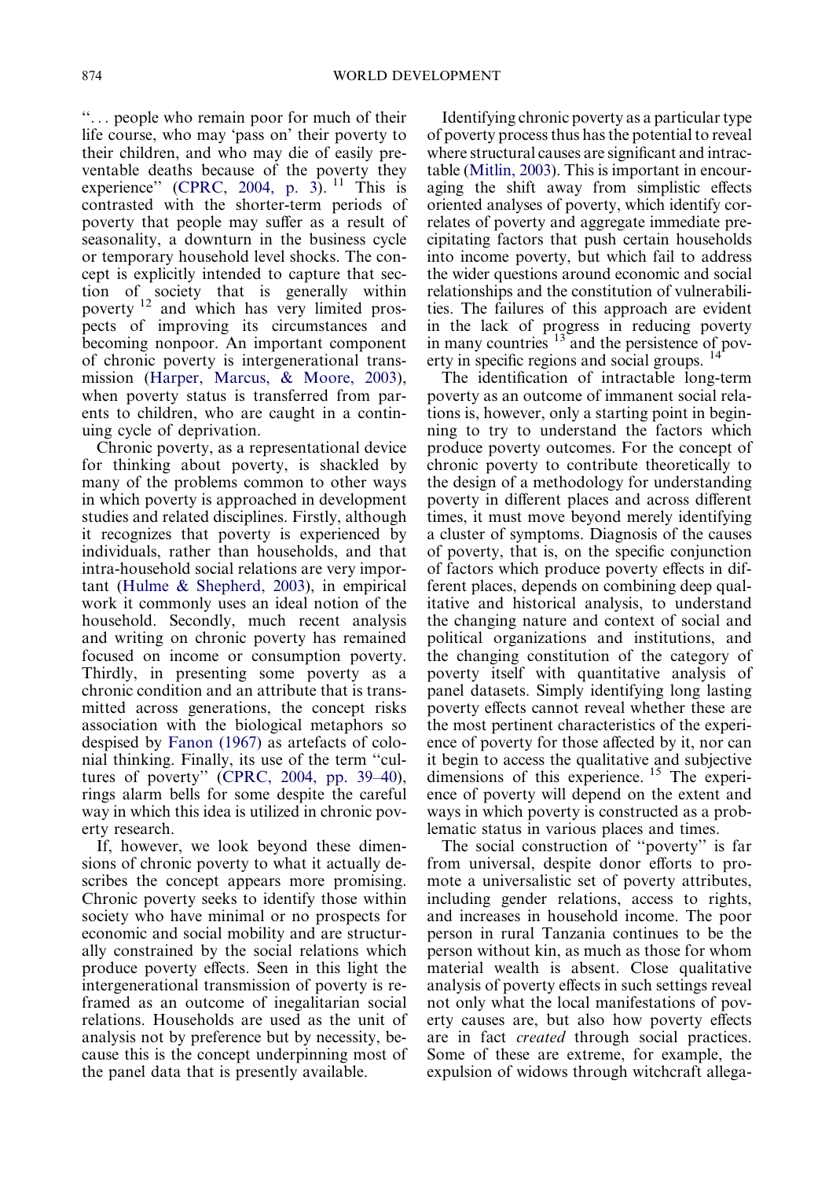"... people who remain poor for much of their life course, who may 'pass on' their poverty to their children, and who may die of easily preventable deaths because of the poverty they experience" (CPRC, 2004, p. 3). [11] This is contrasted with the shorter-term periods of poverty that people may suffer as a result of seasonality, a downturn in the business cycle or temporary household level shocks. The concept is explicitly intended to capture that section of society that is generally within poverty [12] and which has very limited prospects of improving its circumstances and becoming nonpoor. An important component of chronic poverty is intergenerational transmission (Harper, Marcus, & Moore, 2003), when poverty status is transferred from parents to children, who are caught in a continuing cycle of deprivation.

Chronic poverty, as a representational device for thinking about poverty, is shackled by many of the problems common to other ways in which poverty is approached in development studies and related disciplines. Firstly, although it recognizes that poverty is experienced by individuals, rather than households, and that intra-household social relations are very important (Hulme & Shepherd, 2003), in empirical work it commonly uses an ideal notion of the household. Secondly, much recent analysis and writing on chronic poverty has remained focused on income or consumption poverty. Thirdly, in presenting some poverty as a chronic condition and an attribute that is transmitted across generations, the concept risks association with the biological metaphors so despised by Fanon (1967) as artefacts of colonial thinking. Finally, its use of the term "cultures of poverty" (CPRC, 2004, pp. 39–40), rings alarm bells for some despite the careful way in which this idea is utilized in chronic poverty research.

If, however, we look beyond these dimensions of chronic poverty to what it actually describes the concept appears more promising. Chronic poverty seeks to identify those within society who have minimal or no prospects for economic and social mobility and are structurally constrained by the social relations which produce poverty effects. Seen in this light the intergenerational transmission of poverty is reframed as an outcome of inegalitarian social relations. Households are used as the unit of analysis not by preference but by necessity, because this is the concept underpinning most of the panel data that is presently available.

Identifying chronic poverty as a particular type of poverty process thus has the potential to reveal where structural causes are significant and intractable (Mitlin, 2003). This is important in encouraging the shift away from simplistic effects oriented analyses of poverty, which identify correlates of poverty and aggregate immediate precipitating factors that push certain households into income poverty, but which fail to address the wider questions around economic and social relationships and the constitution of vulnerabilities. The failures of this approach are evident in the lack of progress in reducing poverty in many countries [13] and the persistence of poverty in specific regions and social groups. [14]

The identification of intractable long-term poverty as an outcome of immanent social relations is, however, only a starting point in beginning to try to understand the factors which produce poverty outcomes. For the concept of chronic poverty to contribute theoretically to the design of a methodology for understanding poverty in different places and across different times, it must move beyond merely identifying a cluster of symptoms. Diagnosis of the causes of poverty, that is, on the specific conjunction of factors which produce poverty effects in different places, depends on combining deep qualitative and historical analysis, to understand the changing nature and context of social and political organizations and institutions, and the changing constitution of the category of poverty itself with quantitative analysis of panel datasets. Simply identifying long lasting poverty effects cannot reveal whether these are the most pertinent characteristics of the experience of poverty for those affected by it, nor can it begin to access the qualitative and subjective dimensions of this experience. [15] The experience of poverty will depend on the extent and ways in which poverty is constructed as a problematic status in various places and times.

The social construction of "poverty" is far from universal, despite donor efforts to promote a universalistic set of poverty attributes, including gender relations, access to rights, and increases in household income. The poor person in rural Tanzania continues to be the person without kin, as much as those for whom material wealth is absent. Close qualitative analysis of poverty effects in such settings reveal not only what the local manifestations of poverty causes are, but also how poverty effects are in fact *created* through social practices. Some of these are extreme, for example, the expulsion of widows through witchcraft allega-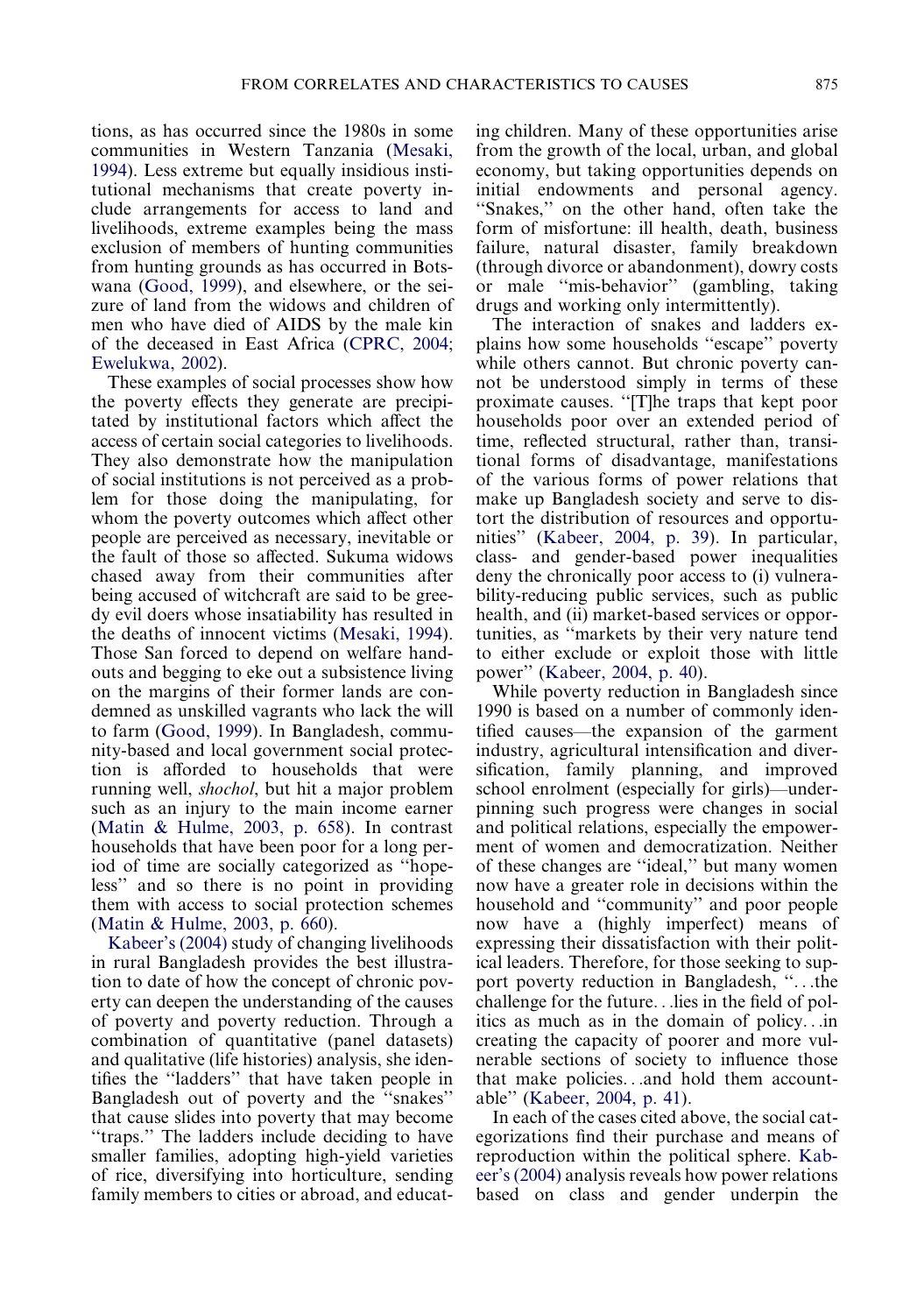tions, as has occurred since the 1980s in some communities in Western Tanzania (Mesaki, 1994). Less extreme but equally insidious institutional mechanisms that create poverty include arrangements for access to land and livelihoods, extreme examples being the mass exclusion of members of hunting communities from hunting grounds as has occurred in Botswana (Good, 1999), and elsewhere, or the seizure of land from the widows and children of men who have died of AIDS by the male kin of the deceased in East Africa (CPRC, 2004; Ewelukwa, 2002).

These examples of social processes show how the poverty effects they generate are precipitated by institutional factors which affect the access of certain social categories to livelihoods. They also demonstrate how the manipulation of social institutions is not perceived as a problem for those doing the manipulating, for whom the poverty outcomes which affect other people are perceived as necessary, inevitable or the fault of those so affected. Sukuma widows chased away from their communities after being accused of witchcraft are said to be greedy evil doers whose insatiability has resulted in the deaths of innocent victims (Mesaki, 1994). Those San forced to depend on welfare handouts and begging to eke out a subsistence living on the margins of their former lands are condemned as unskilled vagrants who lack the will to farm (Good, 1999). In Bangladesh, community-based and local government social protection is afforded to households that were running well, *shochol*, but hit a major problem such as an injury to the main income earner (Matin & Hulme, 2003, p. 658). In contrast households that have been poor for a long period of time are socially categorized as "hopeless" and so there is no point in providing them with access to social protection schemes (Matin & Hulme, 2003, p. 660).

Kabeer's (2004) study of changing livelihoods in rural Bangladesh provides the best illustration to date of how the concept of chronic poverty can deepen the understanding of the causes of poverty and poverty reduction. Through a combination of quantitative (panel datasets) and qualitative (life histories) analysis, she identifies the "ladders" that have taken people in Bangladesh out of poverty and the "snakes" that cause slides into poverty that may become "traps." The ladders include deciding to have smaller families, adopting high-yield varieties of rice, diversifying into horticulture, sending family members to cities or abroad, and educating children. Many of these opportunities arise from the growth of the local, urban, and global economy, but taking opportunities depends on initial endowments and personal agency. "Snakes," on the other hand, often take the form of misfortune: ill health, death, business failure, natural disaster, family breakdown (through divorce or abandonment), dowry costs or male "mis-behavior" (gambling, taking drugs and working only intermittently).

The interaction of snakes and ladders explains how some households "escape" poverty while others cannot. But chronic poverty cannot be understood simply in terms of these proximate causes. "[T]he traps that kept poor households poor over an extended period of time, reflected structural, rather than, transitional forms of disadvantage, manifestations of the various forms of power relations that make up Bangladesh society and serve to distort the distribution of resources and opportunities" (Kabeer, 2004, p. 39). In particular, class- and gender-based power inequalities deny the chronically poor access to (i) vulnerability-reducing public services, such as public health, and (ii) market-based services or opportunities, as "markets by their very nature tend to either exclude or exploit those with little power" (Kabeer, 2004, p. 40).

While poverty reduction in Bangladesh since 1990 is based on a number of commonly identified causes—the expansion of the garment industry, agricultural intensification and diversification, family planning, and improved school enrolment (especially for girls)—underpinning such progress were changes in social and political relations, especially the empowerment of women and democratization. Neither of these changes are "ideal," but many women now have a greater role in decisions within the household and "community" and poor people now have a (highly imperfect) means of expressing their dissatisfaction with their political leaders. Therefore, for those seeking to support poverty reduction in Bangladesh, "…the challenge for the future…lies in the field of politics as much as in the domain of policy…in creating the capacity of poorer and more vulnerable sections of society to influence those that make policies…and hold them accountable" (Kabeer, 2004, p. 41).

In each of the cases cited above, the social categorizations find their purchase and means of reproduction within the political sphere. Kabeer's (2004) analysis reveals how power relations based on class and gender underpin the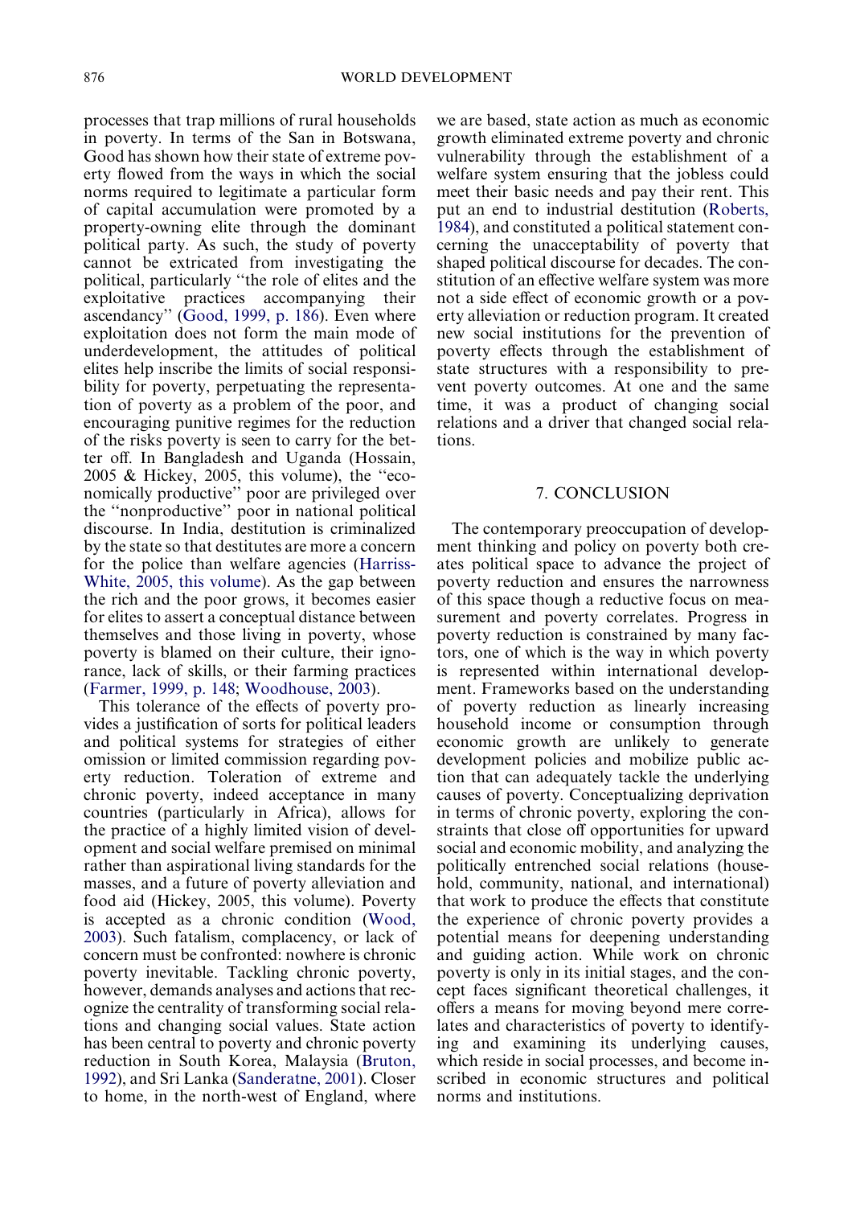processes that trap millions of rural households in poverty. In terms of the San in Botswana, Good has shown how their state of extreme poverty flowed from the ways in which the social norms required to legitimate a particular form of capital accumulation were promoted by a property-owning elite through the dominant political party. As such, the study of poverty cannot be extricated from investigating the political, particularly "the role of elites and the exploitative practices accompanying their ascendancy" (Good, 1999, p. 186). Even where exploitation does not form the main mode of underdevelopment, the attitudes of political elites help inscribe the limits of social responsibility for poverty, perpetuating the representation of poverty as a problem of the poor, and encouraging punitive regimes for the reduction of the risks poverty is seen to carry for the better off. In Bangladesh and Uganda (Hossain, 2005 & Hickey, 2005, this volume), the "economically productive" poor are privileged over the "nonproductive" poor in national political discourse. In India, destitution is criminalized by the state so that destitutes are more a concern for the police than welfare agencies (Harriss-White, 2005, this volume). As the gap between the rich and the poor grows, it becomes easier for elites to assert a conceptual distance between themselves and those living in poverty, whose poverty is blamed on their culture, their ignorance, lack of skills, or their farming practices (Farmer, 1999, p. 148; Woodhouse, 2003).

This tolerance of the effects of poverty provides a justification of sorts for political leaders and political systems for strategies of either omission or limited commission regarding poverty reduction. Toleration of extreme and chronic poverty, indeed acceptance in many countries (particularly in Africa), allows for the practice of a highly limited vision of development and social welfare premised on minimal rather than aspirational living standards for the masses, and a future of poverty alleviation and food aid (Hickey, 2005, this volume). Poverty is accepted as a chronic condition (Wood, 2003). Such fatalism, complacency, or lack of concern must be confronted: nowhere is chronic poverty inevitable. Tackling chronic poverty, however, demands analyses and actions that recognize the centrality of transforming social relations and changing social values. State action has been central to poverty and chronic poverty reduction in South Korea, Malaysia (Bruton, 1992), and Sri Lanka (Sanderatne, 2001). Closer to home, in the north-west of England, where we are based, state action as much as economic growth eliminated extreme poverty and chronic vulnerability through the establishment of a welfare system ensuring that the jobless could meet their basic needs and pay their rent. This put an end to industrial destitution (Roberts, 1984), and constituted a political statement concerning the unacceptability of poverty that shaped political discourse for decades. The constitution of an effective welfare system was more not a side effect of economic growth or a poverty alleviation or reduction program. It created new social institutions for the prevention of poverty effects through the establishment of state structures with a responsibility to prevent poverty outcomes. At one and the same time, it was a product of changing social relations and a driver that changed social relations.

## 7. CONCLUSION

The contemporary preoccupation of development thinking and policy on poverty both creates political space to advance the project of poverty reduction and ensures the narrowness of this space though a reductive focus on measurement and poverty correlates. Progress in poverty reduction is constrained by many factors, one of which is the way in which poverty is represented within international development. Frameworks based on the understanding of poverty reduction as linearly increasing household income or consumption through economic growth are unlikely to generate development policies and mobilize public action that can adequately tackle the underlying causes of poverty. Conceptualizing deprivation in terms of chronic poverty, exploring the constraints that close off opportunities for upward social and economic mobility, and analyzing the politically entrenched social relations (household, community, national, and international) that work to produce the effects that constitute the experience of chronic poverty provides a potential means for deepening understanding and guiding action. While work on chronic poverty is only in its initial stages, and the concept faces significant theoretical challenges, it offers a means for moving beyond mere correlates and characteristics of poverty to identifying and examining its underlying causes, which reside in social processes, and become inscribed in economic structures and political norms and institutions.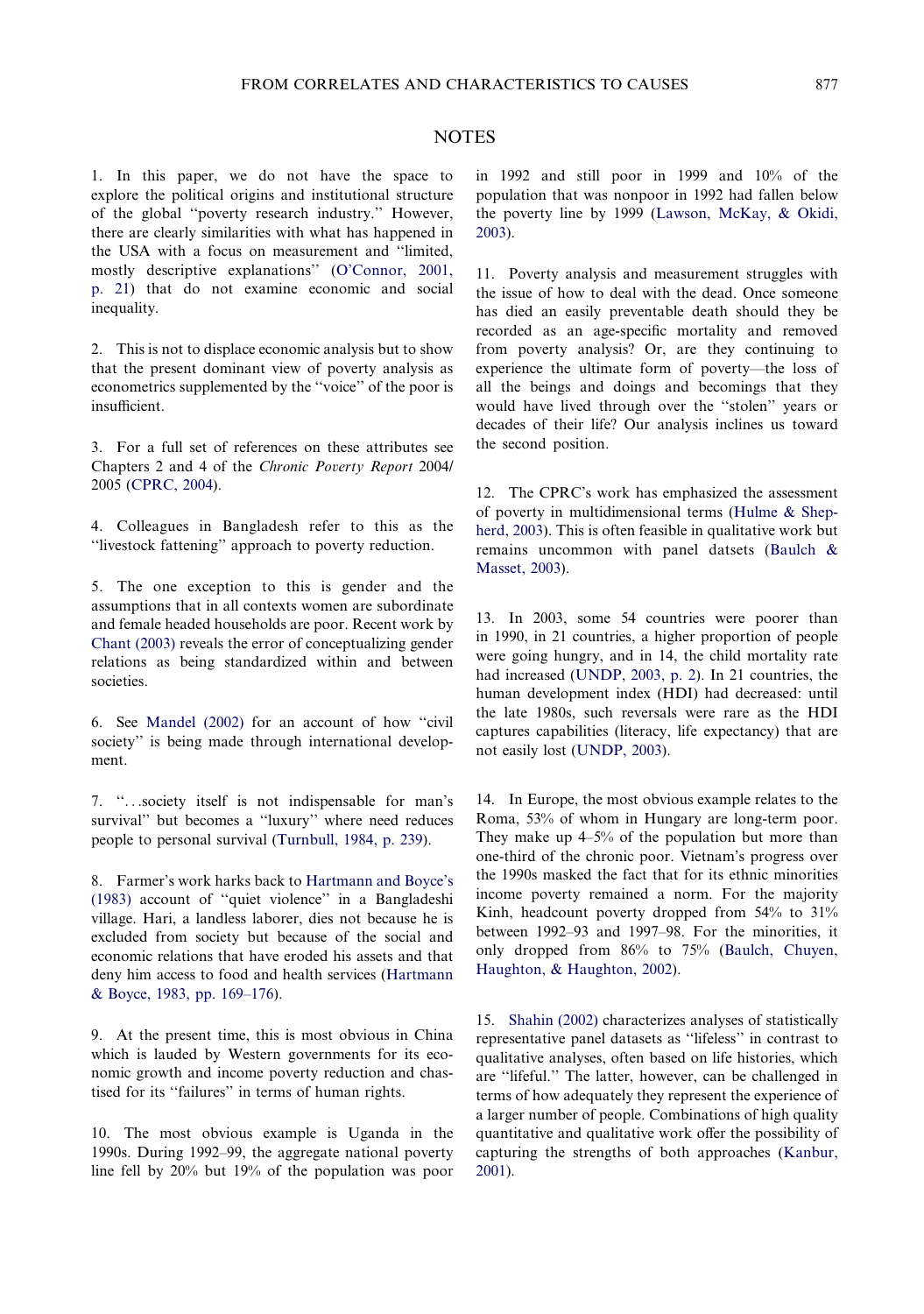## NOTES

1. In this paper, we do not have the space to explore the political origins and institutional structure of the global "poverty research industry." However, there are clearly similarities with what has happened in the USA with a focus on measurement and "limited, mostly descriptive explanations" (O'Connor, 2001, p. 21) that do not examine economic and social inequality.

2. This is not to displace economic analysis but to show that the present dominant view of poverty analysis as econometrics supplemented by the "voice" of the poor is insufficient.

3. For a full set of references on these attributes see Chapters 2 and 4 of the *Chronic Poverty Report* 2004/2005 (CPRC, 2004).

4. Colleagues in Bangladesh refer to this as the "livestock fattening" approach to poverty reduction.

5. The one exception to this is gender and the assumptions that in all contexts women are subordinate and female headed households are poor. Recent work by Chant (2003) reveals the error of conceptualizing gender relations as being standardized within and between societies.

6. See Mandel (2002) for an account of how "civil society" is being made through international development.

7. "...society itself is not indispensable for man's survival" but becomes a "luxury" where need reduces people to personal survival (Turnbull, 1984, p. 239).

8. Farmer's work harks back to Hartmann and Boyce's (1983) account of "quiet violence" in a Bangladeshi village. Hari, a landless laborer, dies not because he is excluded from society but because of the social and economic relations that have eroded his assets and that deny him access to food and health services (Hartmann & Boyce, 1983, pp. 169–176).

9. At the present time, this is most obvious in China which is lauded by Western governments for its economic growth and income poverty reduction and chastised for its "failures" in terms of human rights.

10. The most obvious example is Uganda in the 1990s. During 1992–99, the aggregate national poverty line fell by 20% but 19% of the population was poor in 1992 and still poor in 1999 and 10% of the population that was nonpoor in 1992 had fallen below the poverty line by 1999 (Lawson, McKay, & Okidi, 2003).

11. Poverty analysis and measurement struggles with the issue of how to deal with the dead. Once someone has died an easily preventable death should they be recorded as an age-specific mortality and removed from poverty analysis? Or, are they continuing to experience the ultimate form of poverty—the loss of all the beings and doings and becomings that they would have lived through over the "stolen" years or decades of their life? Our analysis inclines us toward the second position.

12. The CPRC's work has emphasized the assessment of poverty in multidimensional terms (Hulme & Shepherd, 2003). This is often feasible in qualitative work but remains uncommon with panel datsets (Baulch & Masset, 2003).

13. In 2003, some 54 countries were poorer than in 1990, in 21 countries, a higher proportion of people were going hungry, and in 14, the child mortality rate had increased (UNDP, 2003, p. 2). In 21 countries, the human development index (HDI) had decreased: until the late 1980s, such reversals were rare as the HDI captures capabilities (literacy, life expectancy) that are not easily lost (UNDP, 2003).

14. In Europe, the most obvious example relates to the Roma, 53% of whom in Hungary are long-term poor. They make up 4–5% of the population but more than one-third of the chronic poor. Vietnam's progress over the 1990s masked the fact that for its ethnic minorities income poverty remained a norm. For the majority Kinh, headcount poverty dropped from 54% to 31% between 1992–93 and 1997–98. For the minorities, it only dropped from 86% to 75% (Baulch, Chuyen, Haughton, & Haughton, 2002).

15. Shahin (2002) characterizes analyses of statistically representative panel datasets as "lifeless" in contrast to qualitative analyses, often based on life histories, which are "lifeful." The latter, however, can be challenged in terms of how adequately they represent the experience of a larger number of people. Combinations of high quality quantitative and qualitative work offer the possibility of capturing the strengths of both approaches (Kanbur, 2001).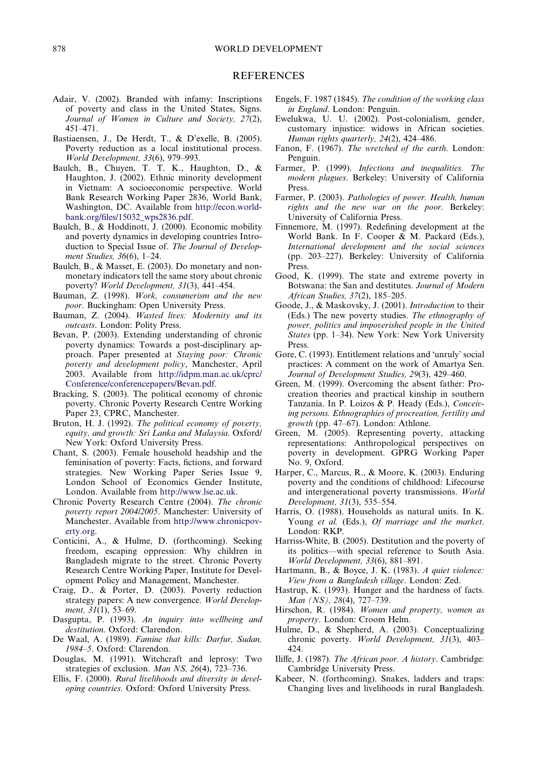## REFERENCES

Adair, V. (2002). Branded with infamy: Inscriptions of poverty and class in the United States, Signs. *Journal of Women in Culture and Society, 27*(2), 451–471.

Bastiaensen, J., De Herdt, T., & D'exelle, B. (2005). Poverty reduction as a local institutional process. *World Development, 33*(6), 979–993.

Baulch, B., Chuyen, T. T. K., Haughton, D., & Haughton, J. (2002). Ethnic minority development in Vietnam: A socioeconomic perspective. World Bank Research Working Paper 2836, World Bank, Washington, DC. Available from http://econ.worldbank.org/files/15032_wps2836.pdf.

Baulch, B., & Hoddinott, J. (2000). Economic mobility and poverty dynamics in developing countries Introduction to Special Issue of. *The Journal of Development Studies, 36*(6), 1–24.

Baulch, B., & Masset, E. (2003). Do monetary and non-monetary indicators tell the same story about chronic poverty? *World Development, 31*(3), 441–454.

Bauman, Z. (1998). *Work, consumerism and the new poor*. Buckingham: Open University Press.

Bauman, Z. (2004). *Wasted lives: Modernity and its outcasts*. London: Polity Press.

Bevan, P. (2003). Extending understanding of chronic poverty dynamics: Towards a post-disciplinary approach. Paper presented at *Staying poor: Chronic poverty and development policy*, Manchester, April 2003. Available from http://idpm.man.ac.uk/cprc/Conference/conferencepapers/Bevan.pdf.

Bracking, S. (2003). The political economy of chronic poverty. Chronic Poverty Research Centre Working Paper 23, CPRC, Manchester.

Bruton, H. J. (1992). *The political economy of poverty, equity, and growth: Sri Lanka and Malaysia*. Oxford/New York: Oxford University Press.

Chant, S. (2003). Female household headship and the feminisation of poverty: Facts, fictions, and forward strategies. New Working Paper Series Issue 9, London School of Economics Gender Institute, London. Available from http://www.lse.ac.uk.

Chronic Poverty Research Centre (2004). *The chronic poverty report 2004/2005*. Manchester: University of Manchester. Available from http://www.chronicpoverty.org.

Conticini, A., & Hulme, D. (forthcoming). Seeking freedom, escaping oppression: Why children in Bangladesh migrate to the street. Chronic Poverty Research Centre Working Paper, Institute for Development Policy and Management, Manchester.

Craig, D., & Porter, D. (2003). Poverty reduction strategy papers: A new convergence. *World Development, 31*(1), 53–69.

Dasgupta, P. (1993). *An inquiry into wellbeing and destitution*. Oxford: Clarendon.

De Waal, A. (1989). *Famine that kills: Darfur, Sudan, 1984–5*. Oxford: Clarendon.

Douglas, M. (1991). Witchcraft and leprosy: Two strategies of exclusion. *Man NS, 26*(4), 723–736.

Ellis, F. (2000). *Rural livelihoods and diversity in developing countries*. Oxford: Oxford University Press.

Engels, F. 1987 (1845). *The condition of the working class in England*. London: Penguin.

Ewelukwa, U. U. (2002). Post-colonialism, gender, customary injustice: widows in African societies. *Human rights quarterly, 24*(2), 424–486.

Fanon, F. (1967). *The wretched of the earth*. London: Penguin.

Farmer, P. (1999). *Infections and inequalities. The modern plagues*. Berkeley: University of California Press.

Farmer, P. (2003). *Pathologies of power. Health, human rights and the new war on the poor*. Berkeley: University of California Press.

Finnemore, M. (1997). Redefining development at the World Bank. In F. Cooper & M. Packard (Eds.), *International development and the social sciences* (pp. 203–227). Berkeley: University of California Press.

Good, K. (1999). The state and extreme poverty in Botswana: the San and destitutes. *Journal of Modern African Studies, 37*(2), 185–205.

Goode, J., & Maskovsky, J. (2001). *Introduction* to their (Eds.) The new poverty studies. *The ethnography of power, politics and impoverished people in the United States* (pp. 1–34). New York: New York University Press.

Gore, C. (1993). Entitlement relations and 'unruly' social practices: A comment on the work of Amartya Sen. *Journal of Development Studies, 29*(3), 429–460.

Green, M. (1999). Overcoming the absent father: Procreation theories and practical kinship in southern Tanzania. In P. Loizos & P. Heady (Eds.), *Conceiving persons. Ethnographies of procreation, fertility and growth* (pp. 47–67). London: Athlone.

Green, M. (2005). Representing poverty, attacking representations: Anthropological perspectives on poverty in development. GPRG Working Paper No. 9, Oxford.

Harper, C., Marcus, R., & Moore, K. (2003). Enduring poverty and the conditions of childhood: Lifecourse and intergenerational poverty transmissions. *World Development, 31*(3), 535–554.

Harris, O. (1988). Households as natural units. In K. Young *et al.* (Eds.), *Of marriage and the market*. London: RKP.

Harriss-White, B. (2005). Destitution and the poverty of its politics—with special reference to South Asia. *World Development, 33*(6), 881–891.

Hartmann, B., & Boyce, J. K. (1983). *A quiet violence: View from a Bangladesh village*. London: Zed.

Hastrup, K. (1993). Hunger and the hardness of facts. *Man (NS), 28*(4), 727–739.

Hirschon, R. (1984). *Women and property, women as property*. London: Croom Helm.

Hulme, D., & Shepherd, A. (2003). Conceptualizing chronic poverty. *World Development, 31*(3), 403–424.

Iliffe, J. (1987). *The African poor. A history*. Cambridge: Cambridge University Press.

Kabeer, N. (forthcoming). Snakes, ladders and traps: Changing lives and livelihoods in rural Bangladesh.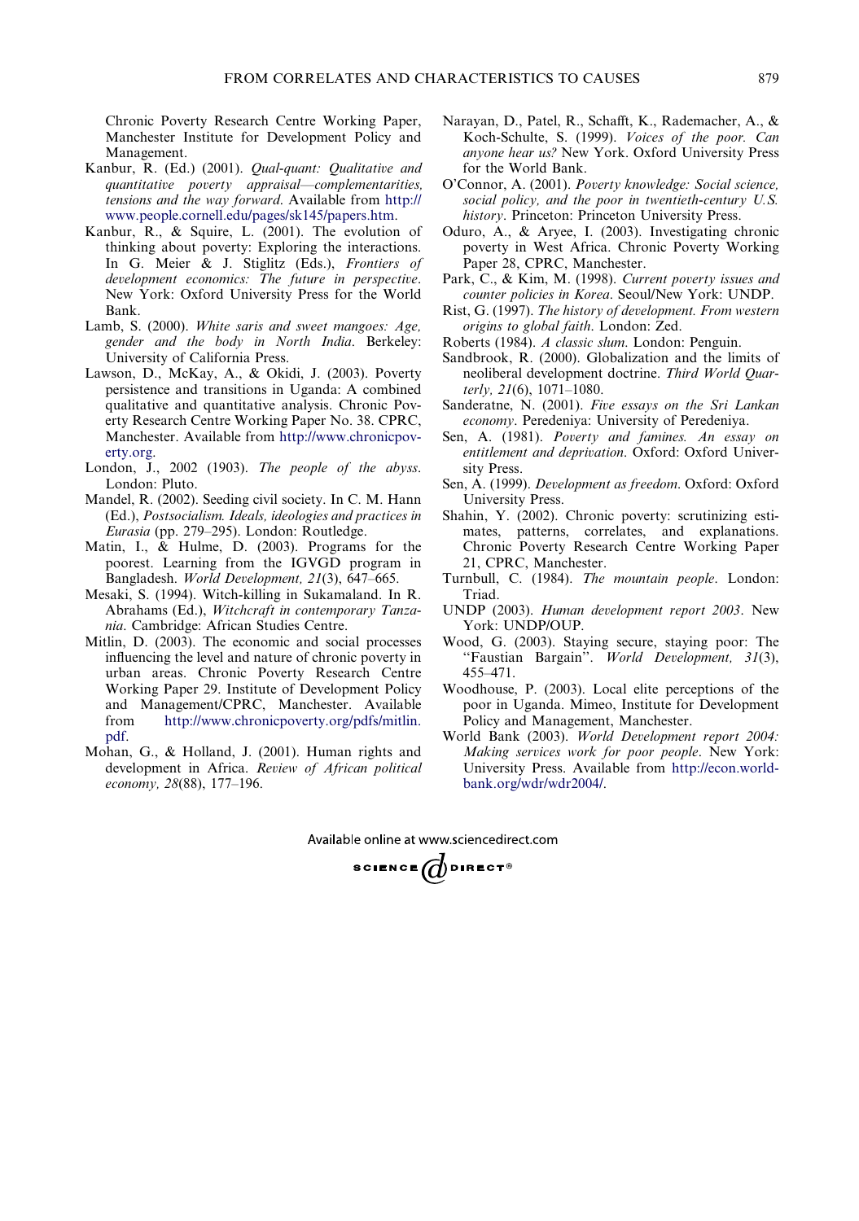Chronic Poverty Research Centre Working Paper, Manchester Institute for Development Policy and Management.

Kanbur, R. (Ed.) (2001). *Qual-quant: Qualitative and quantitative poverty appraisal—complementarities, tensions and the way forward*. Available from http://www.people.cornell.edu/pages/sk145/papers.htm.

Kanbur, R., & Squire, L. (2001). The evolution of thinking about poverty: Exploring the interactions. In G. Meier & J. Stiglitz (Eds.), *Frontiers of development economics: The future in perspective*. New York: Oxford University Press for the World Bank.

Lamb, S. (2000). *White saris and sweet mangoes: Age, gender and the body in North India*. Berkeley: University of California Press.

Lawson, D., McKay, A., & Okidi, J. (2003). Poverty persistence and transitions in Uganda: A combined qualitative and quantitative analysis. Chronic Poverty Research Centre Working Paper No. 38. CPRC, Manchester. Available from http://www.chronicpoverty.org.

London, J., 2002 (1903). *The people of the abyss*. London: Pluto.

Mandel, R. (2002). Seeding civil society. In C. M. Hann (Ed.), *Postsocialism. Ideals, ideologies and practices in Eurasia* (pp. 279–295). London: Routledge.

Matin, I., & Hulme, D. (2003). Programs for the poorest. Learning from the IGVGD program in Bangladesh. *World Development, 21*(3), 647–665.

Mesaki, S. (1994). Witch-killing in Sukamaland. In R. Abrahams (Ed.), *Witchcraft in contemporary Tanzania*. Cambridge: African Studies Centre.

Mitlin, D. (2003). The economic and social processes influencing the level and nature of chronic poverty in urban areas. Chronic Poverty Research Centre Working Paper 29. Institute of Development Policy and Management/CPRC, Manchester. Available from http://www.chronicpoverty.org/pdfs/mitlin.pdf.

Mohan, G., & Holland, J. (2001). Human rights and development in Africa. *Review of African political economy, 28*(88), 177–196.

Narayan, D., Patel, R., Schafft, K., Rademacher, A., & Koch-Schulte, S. (1999). *Voices of the poor. Can anyone hear us?* New York. Oxford University Press for the World Bank.

O'Connor, A. (2001). *Poverty knowledge: Social science, social policy, and the poor in twentieth-century U.S. history*. Princeton: Princeton University Press.

Oduro, A., & Aryee, I. (2003). Investigating chronic poverty in West Africa. Chronic Poverty Working Paper 28, CPRC, Manchester.

Park, C., & Kim, M. (1998). *Current poverty issues and counter policies in Korea*. Seoul/New York: UNDP.

Rist, G. (1997). *The history of development. From western origins to global faith*. London: Zed.

Roberts (1984). *A classic slum*. London: Penguin.

Sandbrook, R. (2000). Globalization and the limits of neoliberal development doctrine. *Third World Quarterly, 21*(6), 1071–1080.

Sanderatne, N. (2001). *Five essays on the Sri Lankan economy*. Peredeniya: University of Peredeniya.

Sen, A. (1981). *Poverty and famines. An essay on entitlement and deprivation*. Oxford: Oxford University Press.

Sen, A. (1999). *Development as freedom*. Oxford: Oxford University Press.

Shahin, Y. (2002). Chronic poverty: scrutinizing estimates, patterns, correlates, and explanations. Chronic Poverty Research Centre Working Paper 21, CPRC, Manchester.

Turnbull, C. (1984). *The mountain people*. London: Triad.

UNDP (2003). *Human development report 2003*. New York: UNDP/OUP.

Wood, G. (2003). Staying secure, staying poor: The "Faustian Bargain". *World Development, 31*(3), 455–471.

Woodhouse, P. (2003). Local elite perceptions of the poor in Uganda. Mimeo, Institute for Development Policy and Management, Manchester.

World Bank (2003). *World Development report 2004: Making services work for poor people*. New York: University Press. Available from http://econ.worldbank.org/wdr/wdr2004/.

Available online at www.sciencedirect.com

SCIENCE DIRECT®